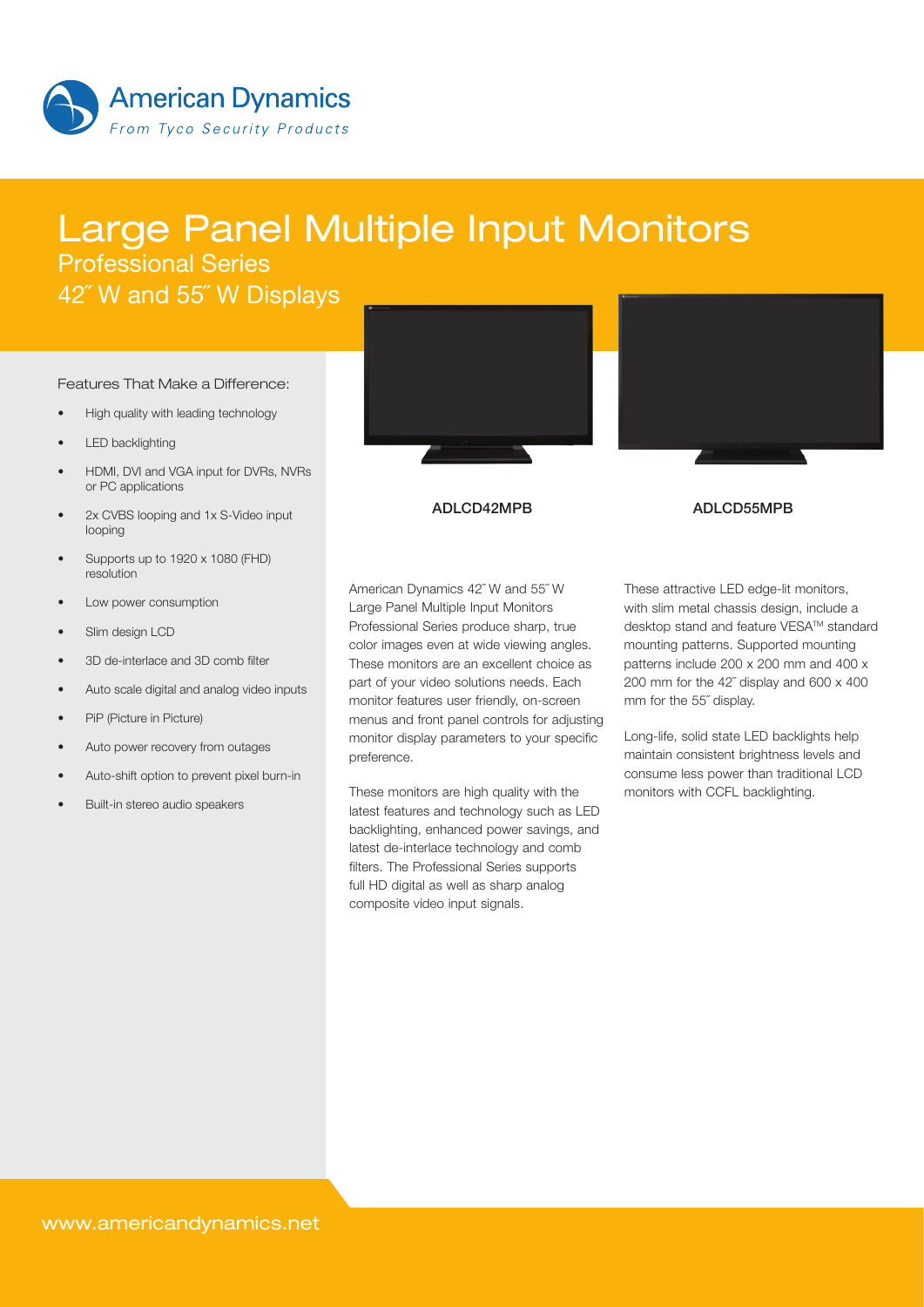American Dynamics

*From Tyco Security Products*

# Large Panel Multiple Input Monitors

## Professional Series

## 42˝ W and 55˝ W Displays

### Features That Make a Difference:

- High quality with leading technology
- LED backlighting
- HDMI, DVI and VGA input for DVRs, NVRs or PC applications
- 2x CVBS looping and 1x S-Video input looping
- Supports up to 1920 x 1080 (FHD) resolution
- Low power consumption
- Slim design LCD
- 3D de-interlace and 3D comb filter
- Auto scale digital and analog video inputs
- PiP (Picture in Picture)
- Auto power recovery from outages
- Auto-shift option to prevent pixel burn-in
- Built-in stereo audio speakers

**ADLCD42MPB**

**ADLCD55MPB**

American Dynamics 42˝ W and 55˝ W Large Panel Multiple Input Monitors Professional Series produce sharp, true color images even at wide viewing angles. These monitors are an excellent choice as part of your video solutions needs. Each monitor features user friendly, on-screen menus and front panel controls for adjusting monitor display parameters to your specific preference.

These monitors are high quality with the latest features and technology such as LED backlighting, enhanced power savings, and latest de-interlace technology and comb filters. The Professional Series supports full HD digital as well as sharp analog composite video input signals.

These attractive LED edge-lit monitors, with slim metal chassis design, include a desktop stand and feature VESA™ standard mounting patterns. Supported mounting patterns include 200 x 200 mm and 400 x 200 mm for the 42˝ display and 600 x 400 mm for the 55˝ display.

Long-life, solid state LED backlights help maintain consistent brightness levels and consume less power than traditional LCD monitors with CCFL backlighting.

www.americandynamics.net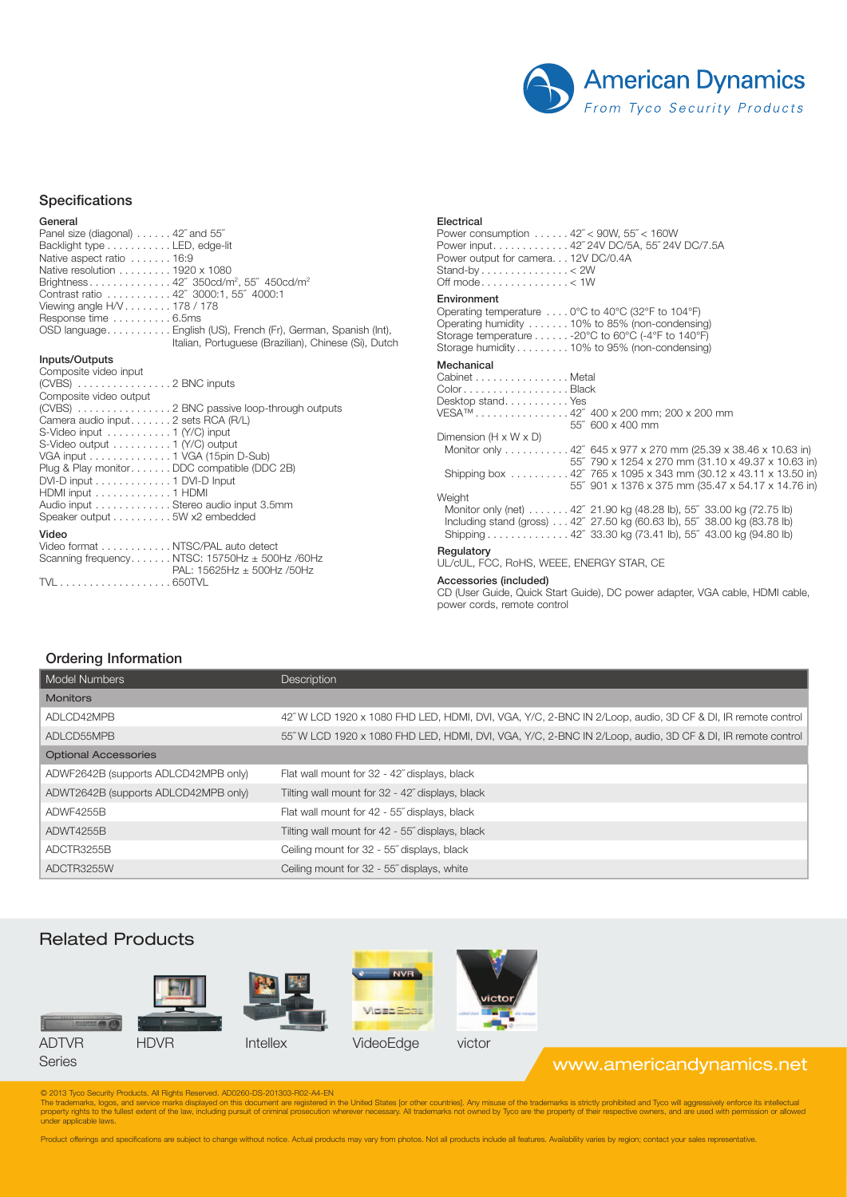American Dynamics
*From Tyco Security Products*

## Specifications

### General

- Panel size (diagonal) . . . . . . 42˝ and 55˝
- Backlight type . . . . . . . . . . . LED, edge-lit
- Native aspect ratio . . . . . . . 16:9
- Native resolution . . . . . . . . . 1920 x 1080
- Brightness . . . . . . . . . . . . . . 42˝ 350cd/m², 55˝ 450cd/m²
- Contrast ratio . . . . . . . . . . . 42˝ 3000:1, 55˝ 4000:1
- Viewing angle H/V . . . . . . . . 178 / 178
- Response time . . . . . . . . . . 6.5ms
- OSD language . . . . . . . . . . . English (US), French (Fr), German, Spanish (Int), Italian, Portuguese (Brazilian), Chinese (Si), Dutch

### Inputs/Outputs

- Composite video input (CVBS) . . . . . . . . . . . . . . . . 2 BNC inputs
- Composite video output (CVBS) . . . . . . . . . . . . . . . . 2 BNC passive loop-through outputs
- Camera audio input . . . . . . . 2 sets RCA (R/L)
- S-Video input . . . . . . . . . . . 1 (Y/C) input
- S-Video output . . . . . . . . . . 1 (Y/C) output
- VGA input . . . . . . . . . . . . . . 1 VGA (15pin D-Sub)
- Plug & Play monitor . . . . . . . DDC compatible (DDC 2B)
- DVI-D input . . . . . . . . . . . . . 1 DVI-D Input
- HDMI input . . . . . . . . . . . . . 1 HDMI
- Audio input . . . . . . . . . . . . . Stereo audio input 3.5mm
- Speaker output . . . . . . . . . . 5W x2 embedded

### Video

- Video format . . . . . . . . . . . . NTSC/PAL auto detect
- Scanning frequency . . . . . . . NTSC: 15750Hz ± 500Hz /60Hz; PAL: 15625Hz ± 500Hz /50Hz
- TVL . . . . . . . . . . . . . . . . . . . 650TVL

### Electrical

- Power consumption . . . . . . 42˝ < 90W, 55˝ < 160W
- Power input . . . . . . . . . . . . . 42˝ 24V DC/5A, 55˝ 24V DC/7.5A
- Power output for camera . . . 12V DC/0.4A
- Stand-by . . . . . . . . . . . . . . . < 2W
- Off mode . . . . . . . . . . . . . . . < 1W

### Environment

- Operating temperature . . . . 0°C to 40°C (32°F to 104°F)
- Operating humidity . . . . . . . 10% to 85% (non-condensing)
- Storage temperature . . . . . . -20°C to 60°C (-4°F to 140°F)
- Storage humidity . . . . . . . . . 10% to 95% (non-condensing)

### Mechanical

- Cabinet . . . . . . . . . . . . . . . . Metal
- Color . . . . . . . . . . . . . . . . . . Black
- Desktop stand . . . . . . . . . . . Yes
- VESA™ . . . . . . . . . . . . . . . . 42˝ 400 x 200 mm; 200 x 200 mm; 55˝ 600 x 400 mm
- Dimension (H x W x D)
  - Monitor only . . . . . . . . . . . 42˝ 645 x 977 x 270 mm (25.39 x 38.46 x 10.63 in); 55˝ 790 x 1254 x 270 mm (31.10 x 49.37 x 10.63 in)
  - Shipping box . . . . . . . . . . 42˝ 765 x 1095 x 343 mm (30.12 x 43.11 x 13.50 in); 55˝ 901 x 1376 x 375 mm (35.47 x 54.17 x 14.76 in)
- Weight
  - Monitor only (net) . . . . . . . 42˝ 21.90 kg (48.28 lb), 55˝ 33.00 kg (72.75 lb)
  - Including stand (gross) . . . 42˝ 27.50 kg (60.63 lb), 55˝ 38.00 kg (83.78 lb)
  - Shipping . . . . . . . . . . . . . . 42˝ 33.30 kg (73.41 lb), 55˝ 43.00 kg (94.80 lb)

### Regulatory

UL/cUL, FCC, RoHS, WEEE, ENERGY STAR, CE

### Accessories (included)

CD (User Guide, Quick Start Guide), DC power adapter, VGA cable, HDMI cable, power cords, remote control

## Ordering Information

| Model Numbers | Description |
|---|---|
| **Monitors** | |
| ADLCD42MPB | 42˝W LCD 1920 x 1080 FHD LED, HDMI, DVI, VGA, Y/C, 2-BNC IN 2/Loop, audio, 3D CF & DI, IR remote control |
| ADLCD55MPB | 55˝W LCD 1920 x 1080 FHD LED, HDMI, DVI, VGA, Y/C, 2-BNC IN 2/Loop, audio, 3D CF & DI, IR remote control |
| **Optional Accessories** | |
| ADWF2642B (supports ADLCD42MPB only) | Flat wall mount for 32 - 42˝ displays, black |
| ADWT2642B (supports ADLCD42MPB only) | Tilting wall mount for 32 - 42˝ displays, black |
| ADWF4255B | Flat wall mount for 42 - 55˝ displays, black |
| ADWT4255B | Tilting wall mount for 42 - 55˝ displays, black |
| ADCTR3255B | Ceiling mount for 32 - 55˝ displays, black |
| ADCTR3255W | Ceiling mount for 32 - 55˝ displays, white |

## Related Products

ADTVR Series

HDVR

Intellex

VideoEdge

victor

www.americandynamics.net

© 2013 Tyco Security Products. All Rights Reserved. AD0260-DS-201303-R02-A4-EN
The trademarks, logos, and service marks displayed on this document are registered in the United States [or other countries]. Any misuse of the trademarks is strictly prohibited and Tyco will aggressively enforce its intellectual property rights to the fullest extent of the law, including pursuit of criminal prosecution wherever necessary. All trademarks not owned by Tyco are the property of their respective owners, and are used with permission or allowed under applicable laws.

Product offerings and specifications are subject to change without notice. Actual products may vary from photos. Not all products include all features. Availability varies by region; contact your sales representative.